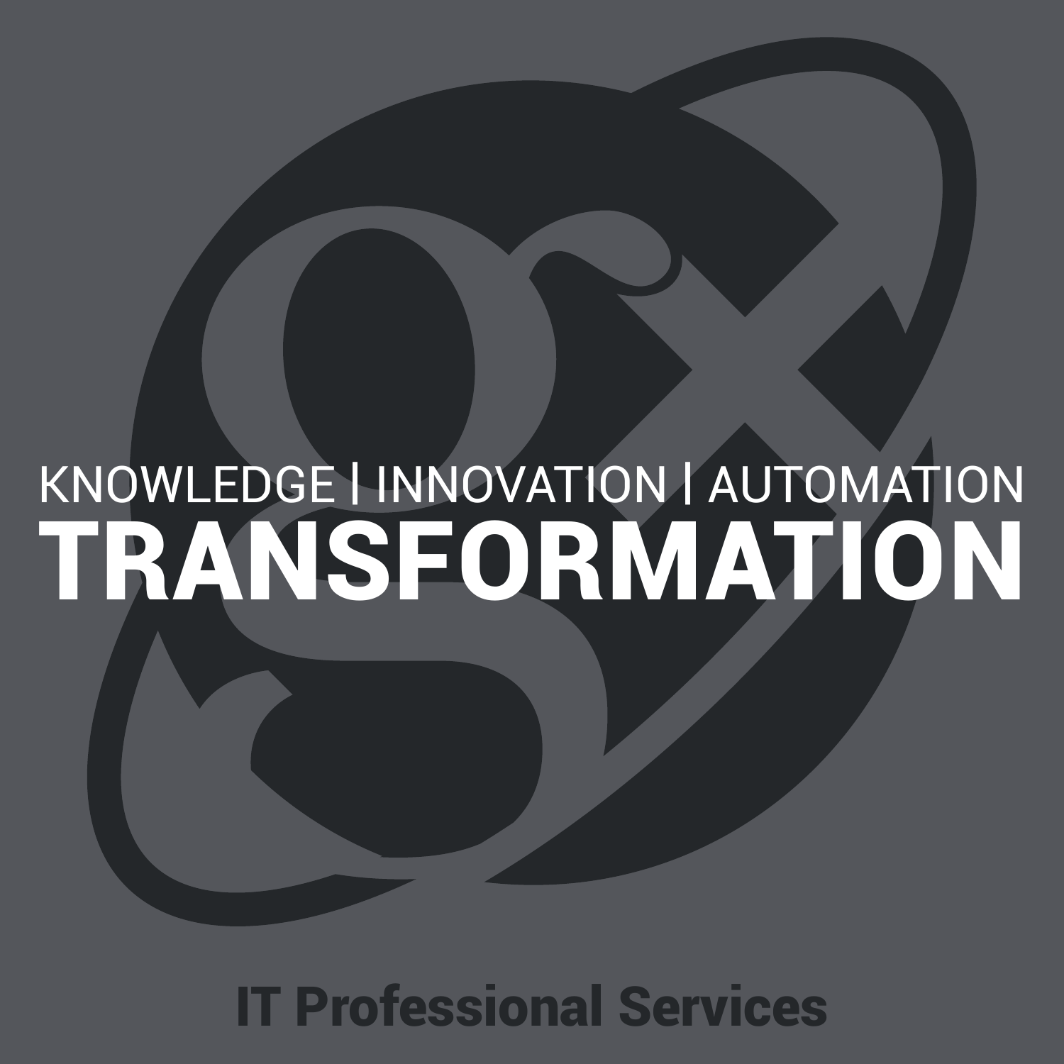KNOWLEDGE | INNOVATION | AUTOMATION

# TRANSFORMATION

**IT Professional Services**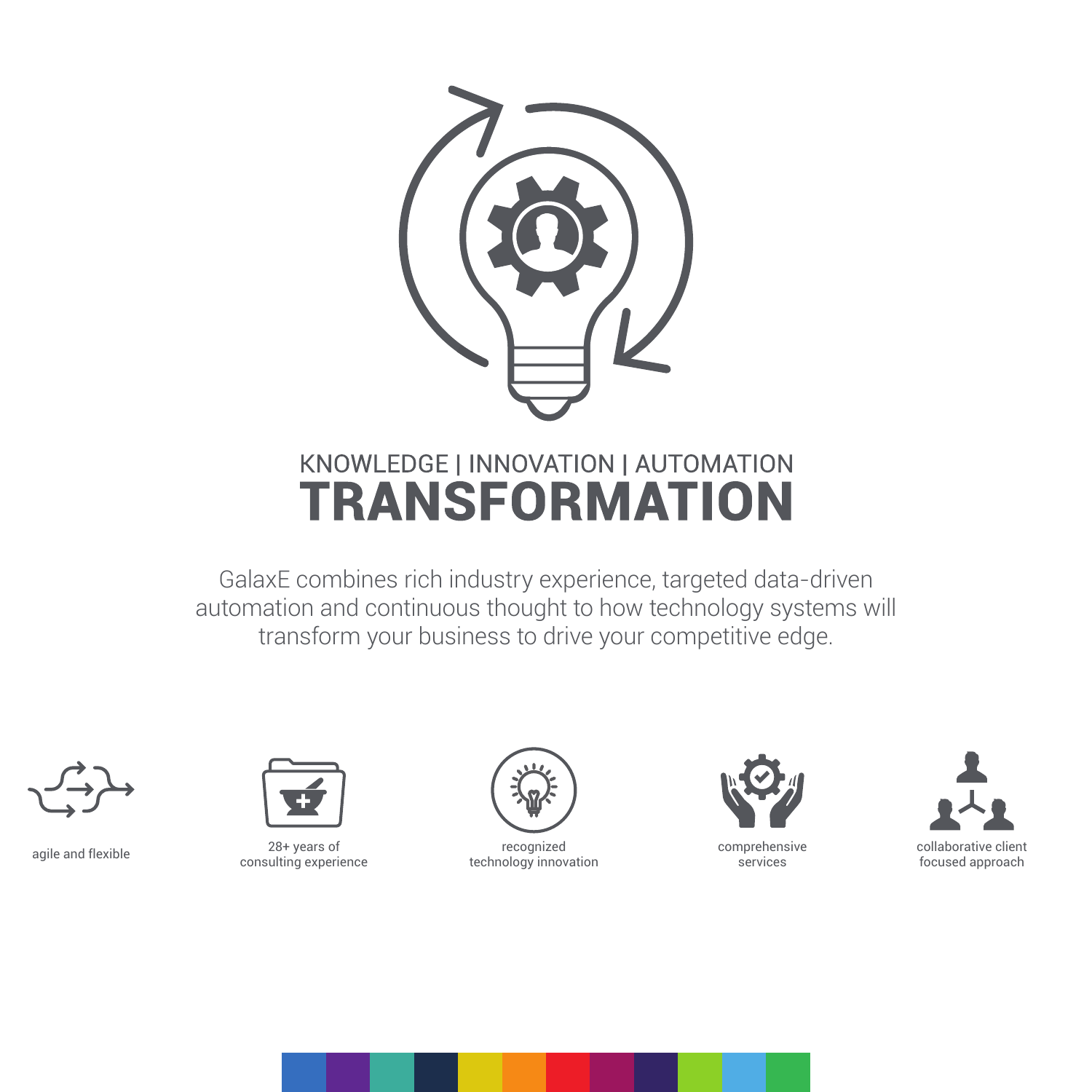KNOWLEDGE | INNOVATION | AUTOMATION

# TRANSFORMATION

GalaxE combines rich industry experience, targeted data-driven automation and continuous thought to how technology systems will transform your business to drive your competitive edge.

- agile and flexible
- 28+ years of consulting experience
- recognized technology innovation
- comprehensive services
- collaborative client focused approach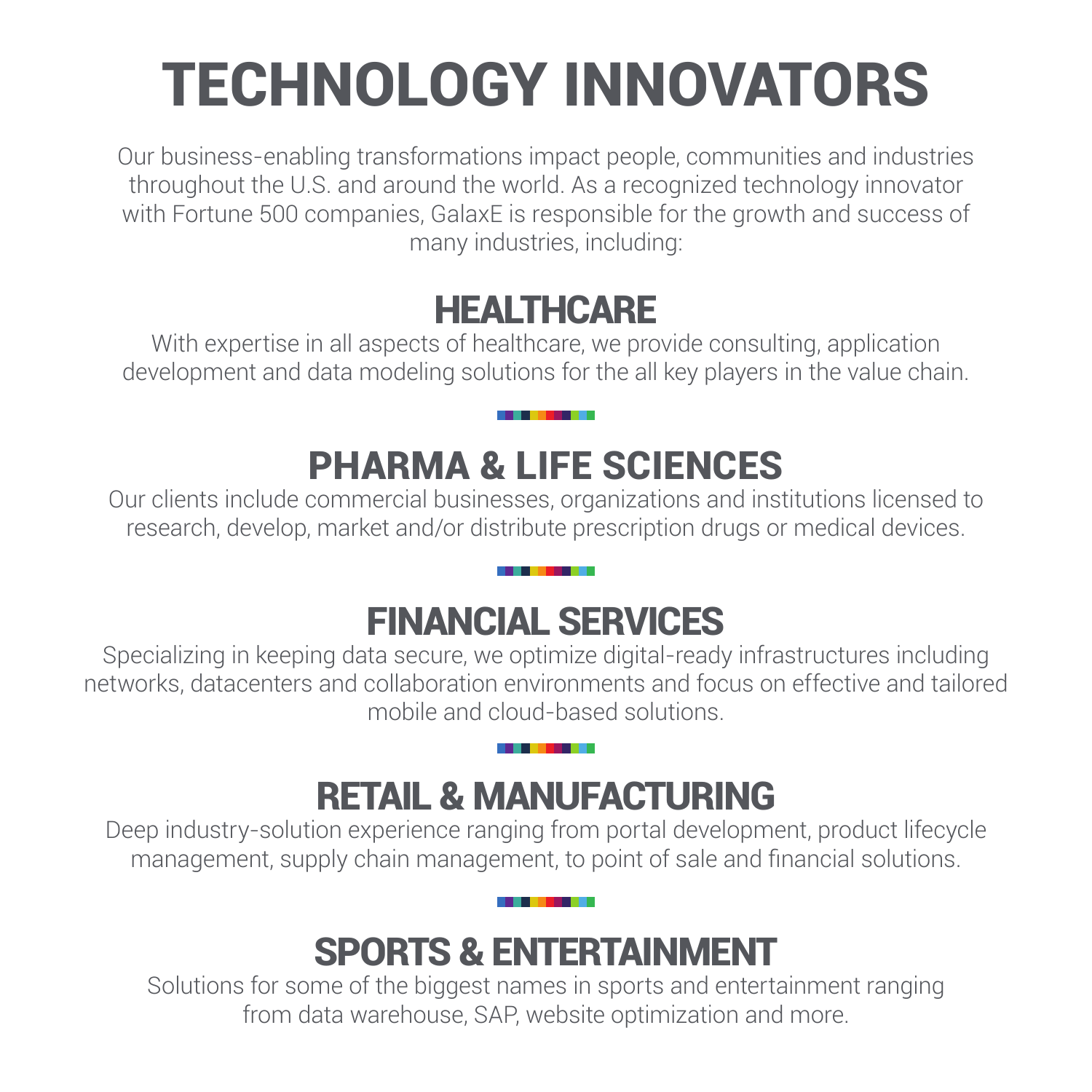# TECHNOLOGY INNOVATORS

Our business-enabling transformations impact people, communities and industries throughout the U.S. and around the world. As a recognized technology innovator with Fortune 500 companies, GalaxE is responsible for the growth and success of many industries, including:

## HEALTHCARE

With expertise in all aspects of healthcare, we provide consulting, application development and data modeling solutions for the all key players in the value chain.

## PHARMA & LIFE SCIENCES

Our clients include commercial businesses, organizations and institutions licensed to research, develop, market and/or distribute prescription drugs or medical devices.

## FINANCIAL SERVICES

Specializing in keeping data secure, we optimize digital-ready infrastructures including networks, datacenters and collaboration environments and focus on effective and tailored mobile and cloud-based solutions.

## RETAIL & MANUFACTURING

Deep industry-solution experience ranging from portal development, product lifecycle management, supply chain management, to point of sale and financial solutions.

## SPORTS & ENTERTAINMENT

Solutions for some of the biggest names in sports and entertainment ranging from data warehouse, SAP, website optimization and more.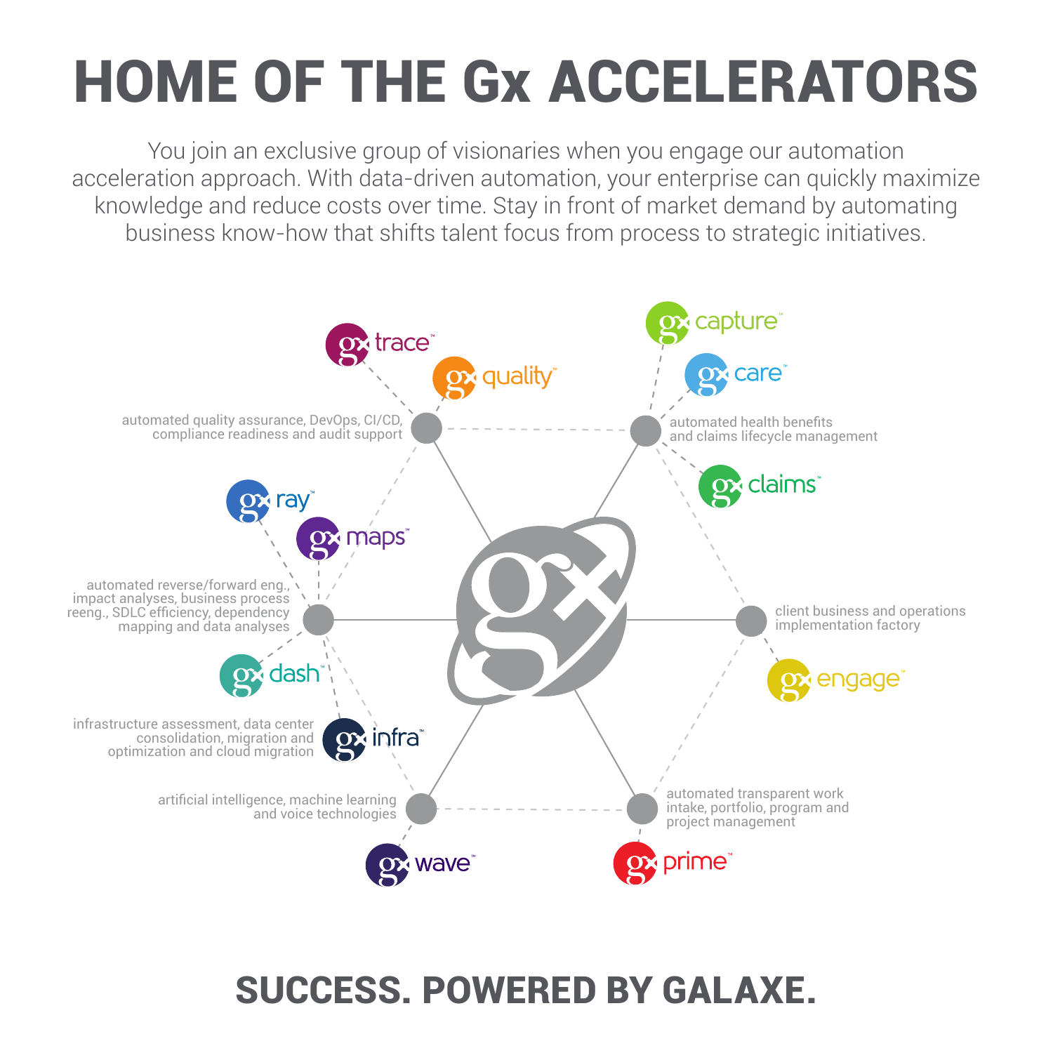# HOME OF THE Gx ACCELERATORS

You join an exclusive group of visionaries when you engage our automation acceleration approach. With data-driven automation, your enterprise can quickly maximize knowledge and reduce costs over time. Stay in front of market demand by automating business know-how that shifts talent focus from process to strategic initiatives.

**automated quality assurance, DevOps, CI/CD, compliance readiness and audit support**
- gx trace™
- gx quality™

**automated health benefits and claims lifecycle management**
- gx capture™
- gx care™
- gx claims™

**automated reverse/forward eng., impact analyses, business process reeng., SDLC efficiency, dependency mapping and data analyses**
- gx ray™
- gx maps™
- gx dash™

**client business and operations implementation factory**
- gx engage™

**infrastructure assessment, data center consolidation, migration and optimization and cloud migration**
- gx infra™

**artificial intelligence, machine learning and voice technologies**
- gx wave™

**automated transparent work intake, portfolio, program and project management**
- gx prime™

## SUCCESS. POWERED BY GALAXE.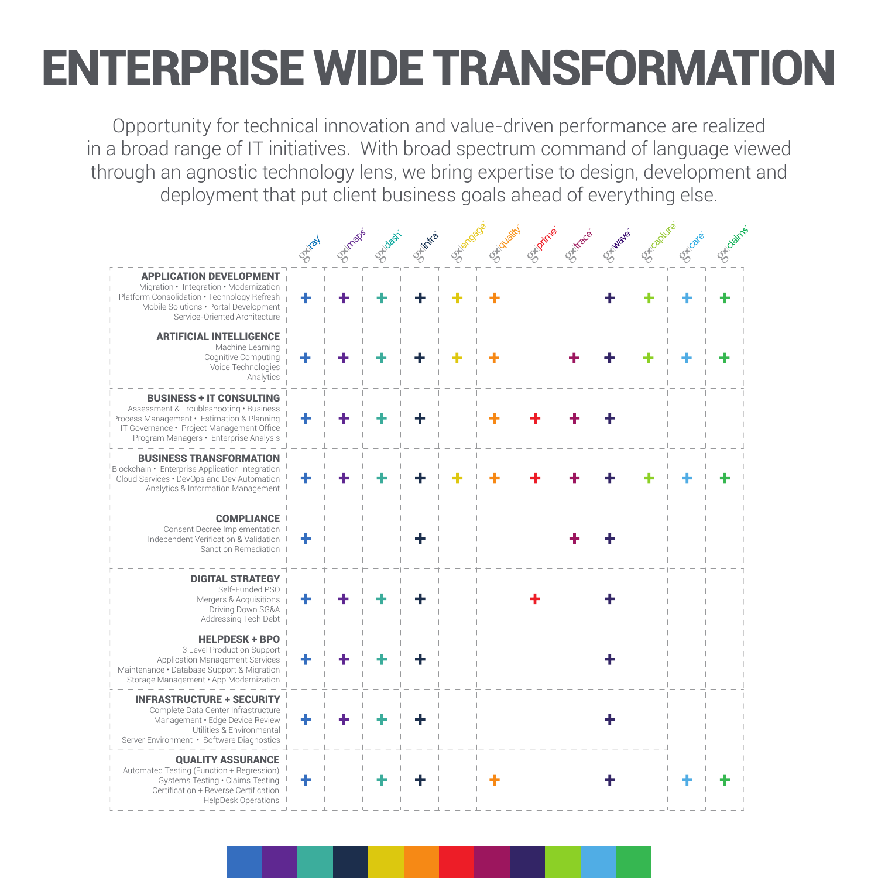# ENTERPRISE WIDE TRANSFORMATION

Opportunity for technical innovation and value-driven performance are realized in a broad range of IT initiatives. With broad spectrum command of language viewed through an agnostic technology lens, we bring expertise to design, development and deployment that put client business goals ahead of everything else.

| | gx ray | gx maps | gx dash | gx infra | gx engage | gx quality | gx prime | gx trace | gx wave | gx capture | gx care | gx claims |
|---|---|---|---|---|---|---|---|---|---|---|---|---|
| **APPLICATION DEVELOPMENT** Migration • Integration • Modernization Platform Consolidation • Technology Refresh Mobile Solutions • Portal Development Service-Oriented Architecture | + | + | + | + | + | + | | | + | + | + | + |
| **ARTIFICIAL INTELLIGENCE** Machine Learning Cognitive Computing Voice Technologies Analytics | + | + | + | + | + | + | | + | + | + | + | + |
| **BUSINESS + IT CONSULTING** Assessment & Troubleshooting • Business Process Management • Estimation & Planning IT Governance • Project Management Office Program Managers • Enterprise Analysis | + | + | + | + | | + | + | + | + | | | |
| **BUSINESS TRANSFORMATION** Blockchain • Enterprise Application Integration Cloud Services • DevOps and Dev Automation Analytics & Information Management | + | + | + | + | + | + | + | + | + | + | + | + |
| **COMPLIANCE** Consent Decree Implementation Independent Verification & Validation Sanction Remediation | + | | | + | | | | + | + | | | |
| **DIGITAL STRATEGY** Self-Funded PSO Mergers & Acquisitions Driving Down SG&A Addressing Tech Debt | + | + | + | + | | | + | | + | | | |
| **HELPDESK + BPO** 3 Level Production Support Application Management Services Maintenance • Database Support & Migration Storage Management • App Modernization | + | + | + | + | | | | | + | | | |
| **INFRASTRUCTURE + SECURITY** Complete Data Center Infrastructure Management • Edge Device Review Utilities & Environmental Server Environment • Software Diagnostics | + | + | + | + | | | | | + | | | |
| **QUALITY ASSURANCE** Automated Testing (Function + Regression) Systems Testing • Claims Testing Certification + Reverse Certification HelpDesk Operations | + | | + | + | | + | | | + | | + | + |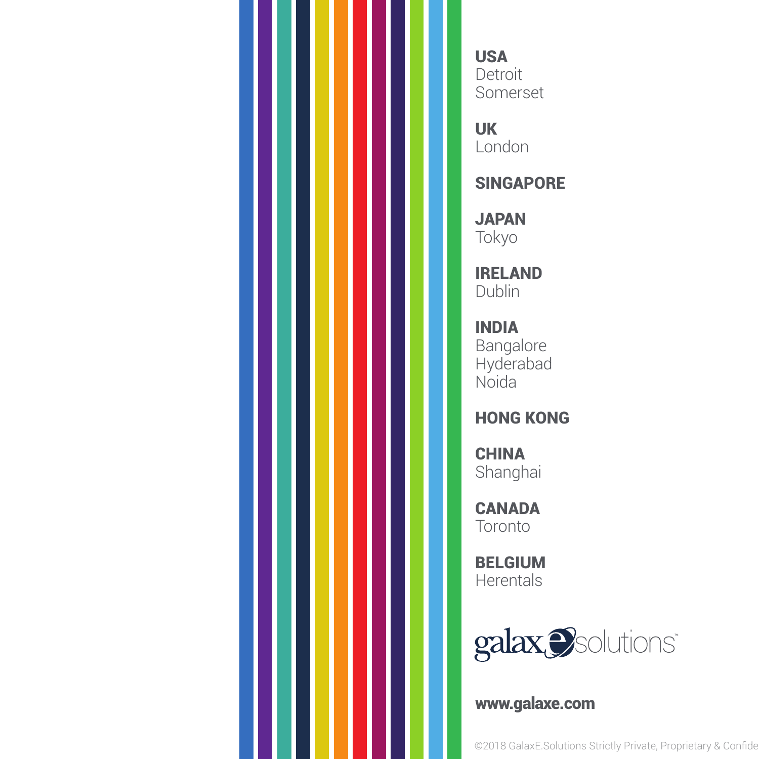**USA**
Detroit
Somerset

**UK**
London

**SINGAPORE**

**JAPAN**
Tokyo

**IRELAND**
Dublin

**INDIA**
Bangalore
Hyderabad
Noida

**HONG KONG**

**CHINA**
Shanghai

**CANADA**
Toronto

**BELGIUM**
Herentals

galaxesolutions™

**www.galaxe.com**

©2018 GalaxE.Solutions Strictly Private, Proprietary & Confide